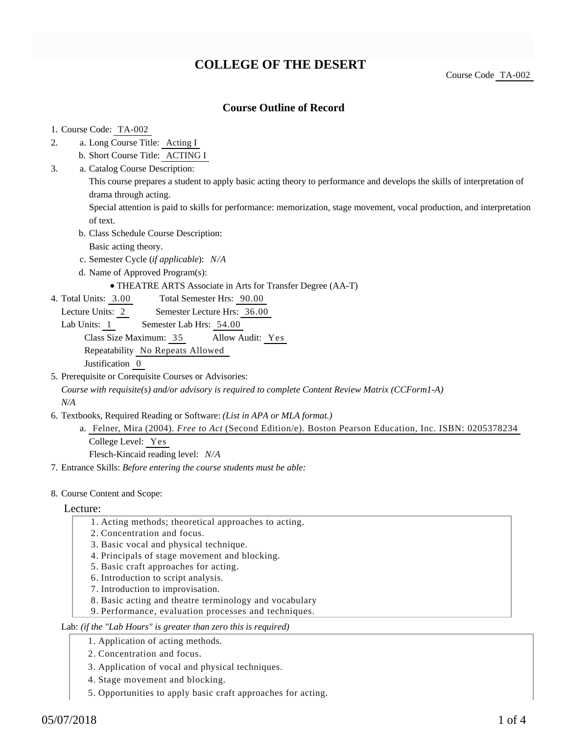# COLLEGE OF THE DESERT

Course Code TA-002

## Course Outline of Record

1. Course Code: TA-002
2. a. Long Course Title: Acting I
   b. Short Course Title: ACTING I
3. a. Catalog Course Description:
   This course prepares a student to apply basic acting theory to performance and develops the skills of interpretation of drama through acting.
   Special attention is paid to skills for performance: memorization, stage movement, vocal production, and interpretation of text.
   b. Class Schedule Course Description:
   Basic acting theory.
   c. Semester Cycle (*if applicable*): *N/A*
   d. Name of Approved Program(s):
   - THEATRE ARTS Associate in Arts for Transfer Degree (AA-T)
4. Total Units: 3.00 Total Semester Hrs: 90.00
   Lecture Units: 2 Semester Lecture Hrs: 36.00
   Lab Units: 1 Semester Lab Hrs: 54.00
   Class Size Maximum: 35 Allow Audit: Yes
   Repeatability No Repeats Allowed
   Justification 0
5. Prerequisite or Corequisite Courses or Advisories:
   *Course with requisite(s) and/or advisory is required to complete Content Review Matrix (CCForm1-A)*
   *N/A*
6. Textbooks, Required Reading or Software: *(List in APA or MLA format.)*
   a. Felner, Mira (2004). *Free to Act* (Second Edition/e). Boston Pearson Education, Inc. ISBN: 0205378234
   College Level: Yes
   Flesch-Kincaid reading level: *N/A*
7. Entrance Skills: *Before entering the course students must be able:*

8. Course Content and Scope:

Lecture:

1. Acting methods; theoretical approaches to acting.
2. Concentration and focus.
3. Basic vocal and physical technique.
4. Principals of stage movement and blocking.
5. Basic craft approaches for acting.
6. Introduction to script analysis.
7. Introduction to improvisation.
8. Basic acting and theatre terminology and vocabulary
9. Performance, evaluation processes and techniques.

Lab: *(if the "Lab Hours" is greater than zero this is required)*

1. Application of acting methods.
2. Concentration and focus.
3. Application of vocal and physical techniques.
4. Stage movement and blocking.
5. Opportunities to apply basic craft approaches for acting.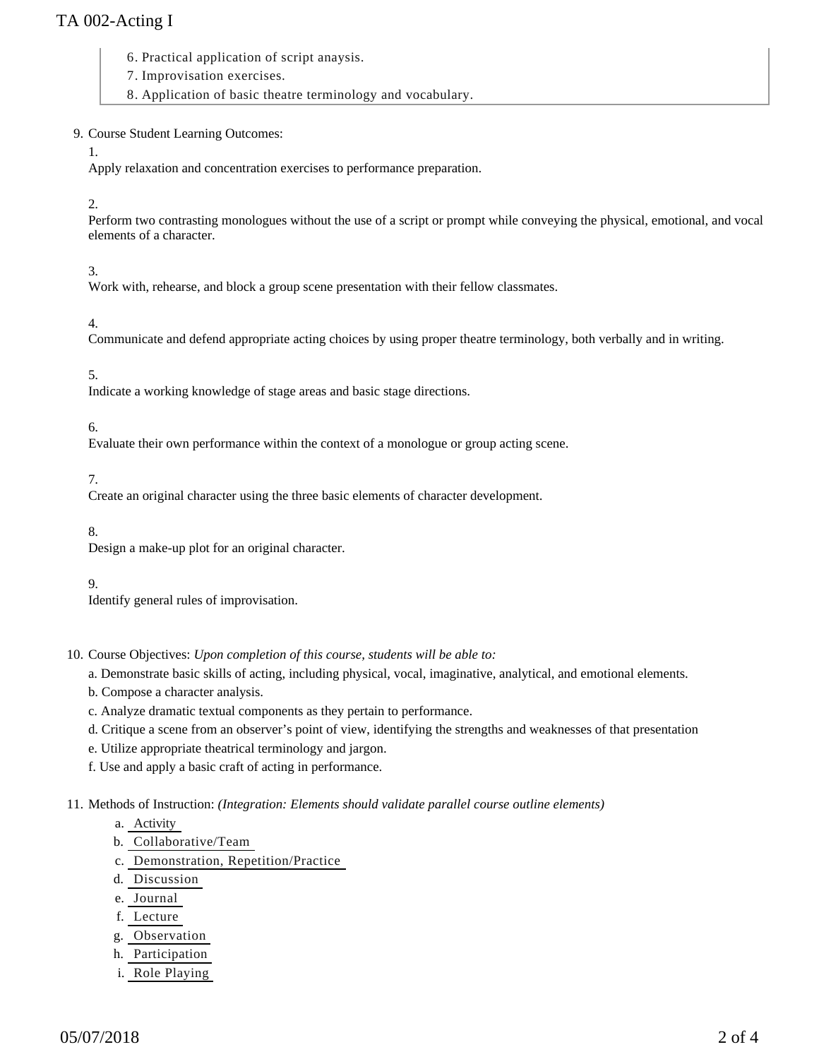6. Practical application of script anaysis.
7. Improvisation exercises.
8. Application of basic theatre terminology and vocabulary.

9. Course Student Learning Outcomes:

   1. Apply relaxation and concentration exercises to performance preparation.

   2. Perform two contrasting monologues without the use of a script or prompt while conveying the physical, emotional, and vocal elements of a character.

   3. Work with, rehearse, and block a group scene presentation with their fellow classmates.

   4. Communicate and defend appropriate acting choices by using proper theatre terminology, both verbally and in writing.

   5. Indicate a working knowledge of stage areas and basic stage directions.

   6. Evaluate their own performance within the context of a monologue or group acting scene.

   7. Create an original character using the three basic elements of character development.

   8. Design a make-up plot for an original character.

   9. Identify general rules of improvisation.

10. Course Objectives: *Upon completion of this course, students will be able to:*

    a. Demonstrate basic skills of acting, including physical, vocal, imaginative, analytical, and emotional elements.
    b. Compose a character analysis.
    c. Analyze dramatic textual components as they pertain to performance.
    d. Critique a scene from an observer's point of view, identifying the strengths and weaknesses of that presentation
    e. Utilize appropriate theatrical terminology and jargon.
    f. Use and apply a basic craft of acting in performance.

11. Methods of Instruction: *(Integration: Elements should validate parallel course outline elements)*

    a. Activity
    b. Collaborative/Team
    c. Demonstration, Repetition/Practice
    d. Discussion
    e. Journal
    f. Lecture
    g. Observation
    h. Participation
    i. Role Playing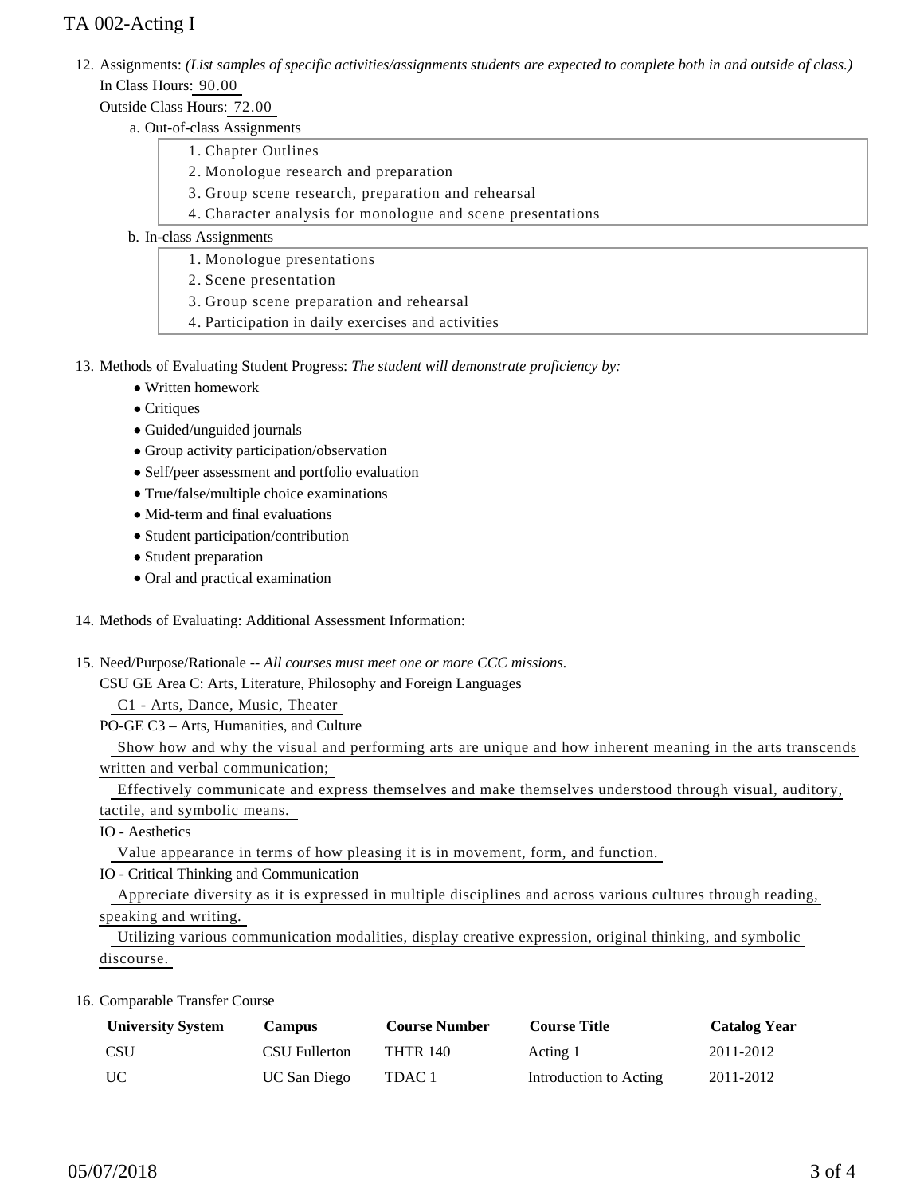# TA 002-Acting I

12. Assignments: *(List samples of specific activities/assignments students are expected to complete both in and outside of class.)*
    In Class Hours: 90.00
    Outside Class Hours: 72.00
    a. Out-of-class Assignments
        1. Chapter Outlines
        2. Monologue research and preparation
        3. Group scene research, preparation and rehearsal
        4. Character analysis for monologue and scene presentations
    b. In-class Assignments
        1. Monologue presentations
        2. Scene presentation
        3. Group scene preparation and rehearsal
        4. Participation in daily exercises and activities

13. Methods of Evaluating Student Progress: *The student will demonstrate proficiency by:*
    - Written homework
    - Critiques
    - Guided/unguided journals
    - Group activity participation/observation
    - Self/peer assessment and portfolio evaluation
    - True/false/multiple choice examinations
    - Mid-term and final evaluations
    - Student participation/contribution
    - Student preparation
    - Oral and practical examination

14. Methods of Evaluating: Additional Assessment Information:

15. Need/Purpose/Rationale -- *All courses must meet one or more CCC missions.*
    CSU GE Area C: Arts, Literature, Philosophy and Foreign Languages
    C1 - Arts, Dance, Music, Theater
    PO-GE C3 – Arts, Humanities, and Culture
    Show how and why the visual and performing arts are unique and how inherent meaning in the arts transcends written and verbal communication;
    Effectively communicate and express themselves and make themselves understood through visual, auditory, tactile, and symbolic means.
    IO - Aesthetics
    Value appearance in terms of how pleasing it is in movement, form, and function.
    IO - Critical Thinking and Communication
    Appreciate diversity as it is expressed in multiple disciplines and across various cultures through reading, speaking and writing.
    Utilizing various communication modalities, display creative expression, original thinking, and symbolic discourse.

16. Comparable Transfer Course

| University System | Campus | Course Number | Course Title | Catalog Year |
|---|---|---|---|---|
| CSU | CSU Fullerton | THTR 140 | Acting 1 | 2011-2012 |
| UC | UC San Diego | TDAC 1 | Introduction to Acting | 2011-2012 |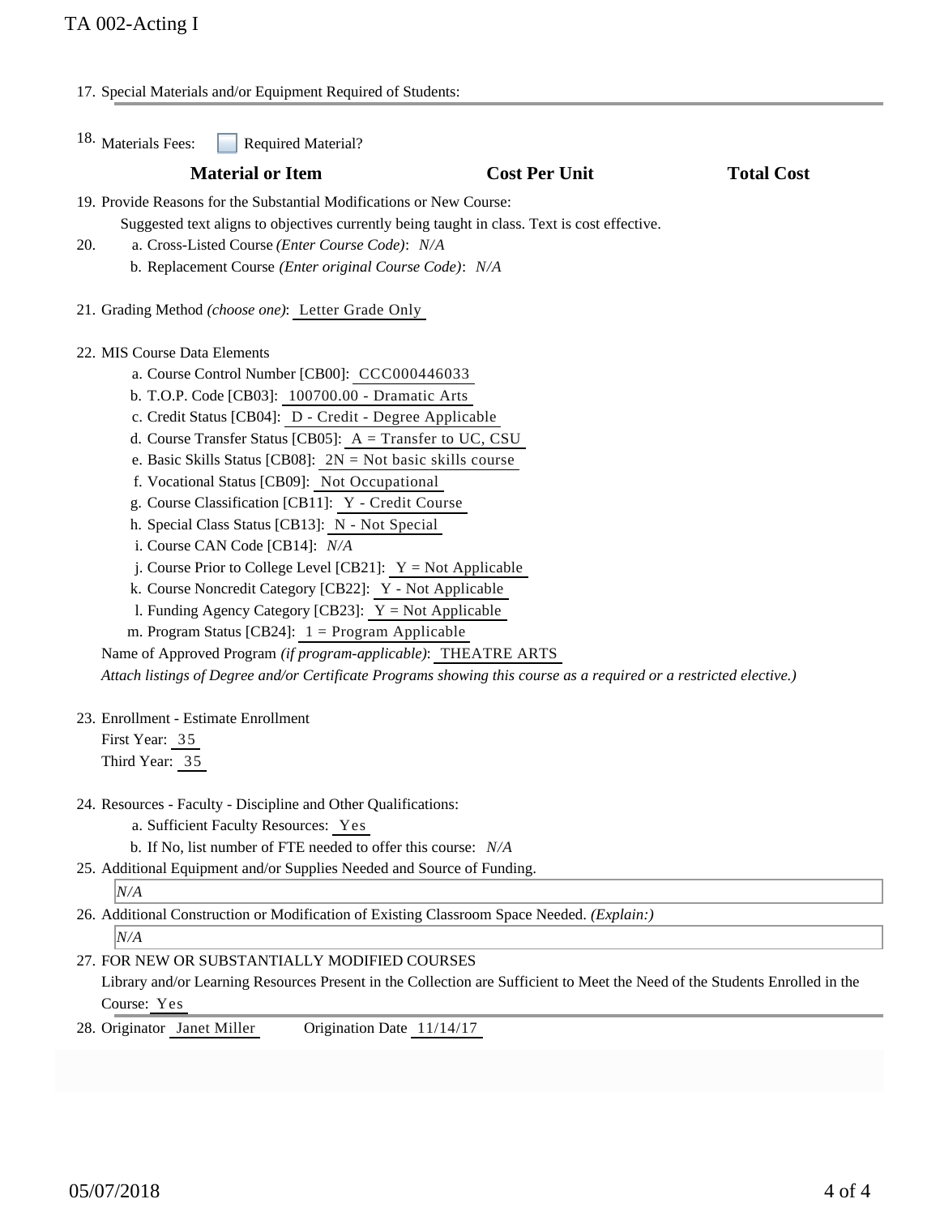17. Special Materials and/or Equipment Required of Students:

18. Materials Fees: ☐ Required Material?

| Material or Item | Cost Per Unit | Total Cost |
|---|---|---|

19. Provide Reasons for the Substantial Modifications or New Course:

    Suggested text aligns to objectives currently being taught in class. Text is cost effective.

20. a. Cross-Listed Course *(Enter Course Code)*: *N/A*

    b. Replacement Course *(Enter original Course Code)*: *N/A*

21. Grading Method *(choose one)*: Letter Grade Only

22. MIS Course Data Elements

    a. Course Control Number [CB00]: CCC000446033
    b. T.O.P. Code [CB03]: 100700.00 - Dramatic Arts
    c. Credit Status [CB04]: D - Credit - Degree Applicable
    d. Course Transfer Status [CB05]: A = Transfer to UC, CSU
    e. Basic Skills Status [CB08]: 2N = Not basic skills course
    f. Vocational Status [CB09]: Not Occupational
    g. Course Classification [CB11]: Y - Credit Course
    h. Special Class Status [CB13]: N - Not Special
    i. Course CAN Code [CB14]: *N/A*
    j. Course Prior to College Level [CB21]: Y = Not Applicable
    k. Course Noncredit Category [CB22]: Y - Not Applicable
    l. Funding Agency Category [CB23]: Y = Not Applicable
    m. Program Status [CB24]: 1 = Program Applicable

    Name of Approved Program *(if program-applicable)*: THEATRE ARTS

    *Attach listings of Degree and/or Certificate Programs showing this course as a required or a restricted elective.)*

23. Enrollment - Estimate Enrollment

    First Year: 35

    Third Year: 35

24. Resources - Faculty - Discipline and Other Qualifications:

    a. Sufficient Faculty Resources: Yes

    b. If No, list number of FTE needed to offer this course: *N/A*

25. Additional Equipment and/or Supplies Needed and Source of Funding.

    *N/A*

26. Additional Construction or Modification of Existing Classroom Space Needed. *(Explain:)*

    *N/A*

27. FOR NEW OR SUBSTANTIALLY MODIFIED COURSES

    Library and/or Learning Resources Present in the Collection are Sufficient to Meet the Need of the Students Enrolled in the Course: Yes

28. Originator Janet Miller Origination Date 11/14/17